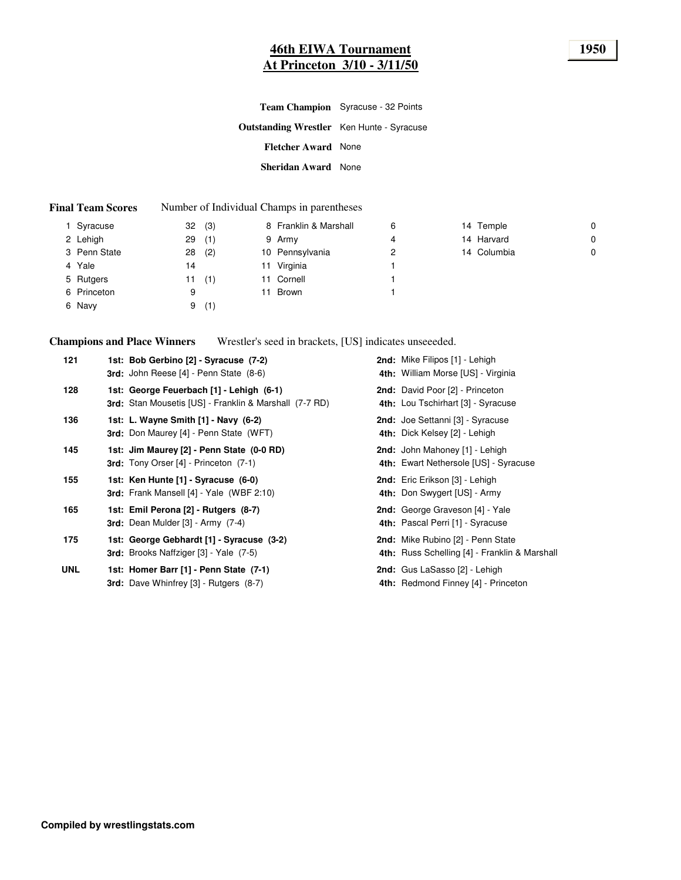# 46th EIWA Tournament
## At Princeton 3/10 - 3/11/50

**1950**

**Team Champion** Syracuse - 32 Points

**Outstanding Wrestler** Ken Hunte - Syracuse

**Fletcher Award** None

**Sheridan Award** None

**Final Team Scores** Number of Individual Champs in parentheses

| Rank | Team | Points | Champs | Rank | Team | Points | Rank | Team | Points |
|---|---|---|---|---|---|---|---|---|---|
| 1 | Syracuse | 32 | (3) | 8 | Franklin & Marshall | 6 | 14 | Temple | 0 |
| 2 | Lehigh | 29 | (1) | 9 | Army | 4 | 14 | Harvard | 0 |
| 3 | Penn State | 28 | (2) | 10 | Pennsylvania | 2 | 14 | Columbia | 0 |
| 4 | Yale | 14 | | 11 | Virginia | 1 | | | |
| 5 | Rutgers | 11 | (1) | 11 | Cornell | 1 | | | |
| 6 | Princeton | 9 | | 11 | Brown | 1 | | | |
| 6 | Navy | 9 | (1) | | | | | | |

**Champions and Place Winners** Wrestler's seed in brackets, [US] indicates unseeeded.

| Weight | Place | Place |
|---|---|---|
| 121 | **1st: Bob Gerbino [2] - Syracuse (7-2)** | **2nd:** Mike Filipos [1] - Lehigh |
| | **3rd:** John Reese [4] - Penn State (8-6) | **4th:** William Morse [US] - Virginia |
| 128 | **1st: George Feuerbach [1] - Lehigh (6-1)** | **2nd:** David Poor [2] - Princeton |
| | **3rd:** Stan Mousetis [US] - Franklin & Marshall (7-7 RD) | **4th:** Lou Tschirhart [3] - Syracuse |
| 136 | **1st: L. Wayne Smith [1] - Navy (6-2)** | **2nd:** Joe Settanni [3] - Syracuse |
| | **3rd:** Don Maurey [4] - Penn State (WFT) | **4th:** Dick Kelsey [2] - Lehigh |
| 145 | **1st: Jim Maurey [2] - Penn State (0-0 RD)** | **2nd:** John Mahoney [1] - Lehigh |
| | **3rd:** Tony Orser [4] - Princeton (7-1) | **4th:** Ewart Nethersole [US] - Syracuse |
| 155 | **1st: Ken Hunte [1] - Syracuse (6-0)** | **2nd:** Eric Erikson [3] - Lehigh |
| | **3rd:** Frank Mansell [4] - Yale (WBF 2:10) | **4th:** Don Swygert [US] - Army |
| 165 | **1st: Emil Perona [2] - Rutgers (8-7)** | **2nd:** George Graveson [4] - Yale |
| | **3rd:** Dean Mulder [3] - Army (7-4) | **4th:** Pascal Perri [1] - Syracuse |
| 175 | **1st: George Gebhardt [1] - Syracuse (3-2)** | **2nd:** Mike Rubino [2] - Penn State |
| | **3rd:** Brooks Naffziger [3] - Yale (7-5) | **4th:** Russ Schelling [4] - Franklin & Marshall |
| UNL | **1st: Homer Barr [1] - Penn State (7-1)** | **2nd:** Gus LaSasso [2] - Lehigh |
| | **3rd:** Dave Whinfrey [3] - Rutgers (8-7) | **4th:** Redmond Finney [4] - Princeton |

**Compiled by wrestlingstats.com**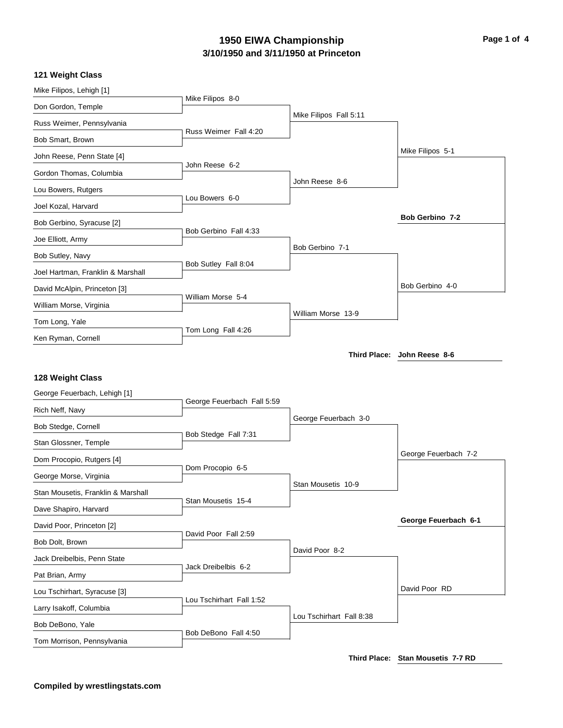# 1950 EIWA Championship

## 3/10/1950 and 3/11/1950 at Princeton

### 121 Weight Class

**First Round**

- Mike Filipos, Lehigh [1] vs. Don Gordon, Temple — Mike Filipos 8-0
- Russ Weimer, Pennsylvania vs. Bob Smart, Brown — Russ Weimer Fall 4:20
- John Reese, Penn State [4] vs. Gordon Thomas, Columbia — John Reese 6-2
- Lou Bowers, Rutgers vs. Joel Kozal, Harvard — Lou Bowers 6-0
- Bob Gerbino, Syracuse [2] vs. Joe Elliott, Army — Bob Gerbino Fall 4:33
- Bob Sutley, Navy vs. Joel Hartman, Franklin & Marshall — Bob Sutley Fall 8:04
- David McAlpin, Princeton [3] vs. William Morse, Virginia — William Morse 5-4
- Tom Long, Yale vs. Ken Ryman, Cornell — Tom Long Fall 4:26

**Quarterfinals**

- Mike Filipos Fall 5:11
- John Reese 8-6
- Bob Gerbino 7-1
- William Morse 13-9

**Semifinals**

- Mike Filipos 5-1
- Bob Gerbino 4-0

**Final**

- **Bob Gerbino 7-2**

**Third Place: John Reese 8-6**

### 128 Weight Class

**First Round**

- George Feuerbach, Lehigh [1] vs. Rich Neff, Navy — George Feuerbach Fall 5:59
- Bob Stedge, Cornell vs. Stan Glossner, Temple — Bob Stedge Fall 7:31
- Dom Procopio, Rutgers [4] vs. George Morse, Virginia — Dom Procopio 6-5
- Stan Mousetis, Franklin & Marshall vs. Dave Shapiro, Harvard — Stan Mousetis 15-4
- David Poor, Princeton [2] vs. Bob Dolt, Brown — David Poor Fall 2:59
- Jack Dreibelbis, Penn State vs. Pat Brian, Army — Jack Dreibelbis 6-2
- Lou Tschirhart, Syracuse [3] vs. Larry Isakoff, Columbia — Lou Tschirhart Fall 1:52
- Bob DeBono, Yale vs. Tom Morrison, Pennsylvania — Bob DeBono Fall 4:50

**Quarterfinals**

- George Feuerbach 3-0
- Stan Mousetis 10-9
- David Poor 8-2
- Lou Tschirhart Fall 8:38

**Semifinals**

- George Feuerbach 7-2
- David Poor RD

**Final**

- **George Feuerbach 6-1**

**Third Place: Stan Mousetis 7-7 RD**

**Compiled by wrestlingstats.com**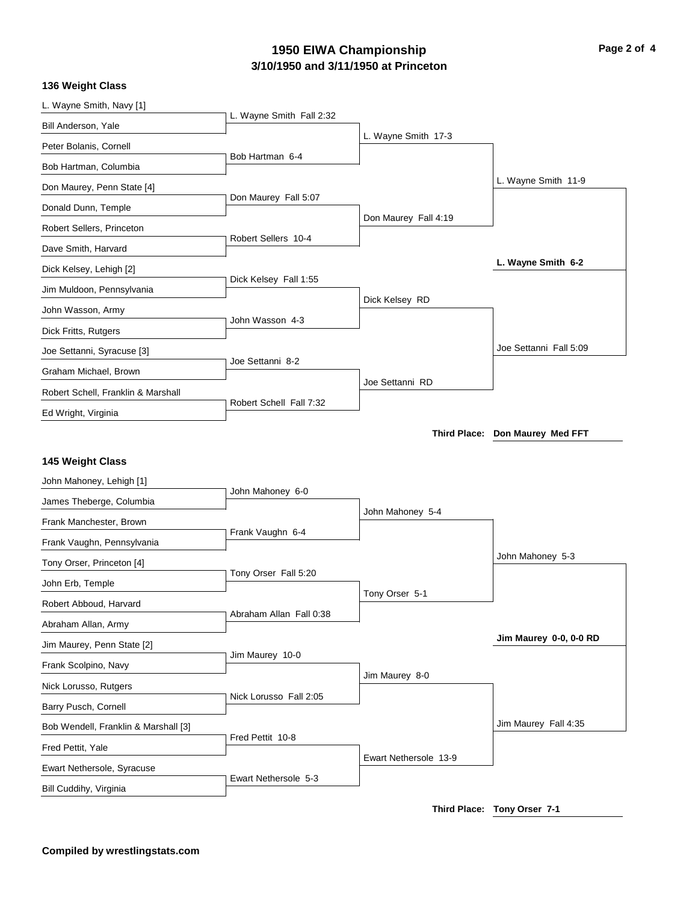# 1950 EIWA Championship
## 3/10/1950 and 3/11/1950 at Princeton

### 136 Weight Class

| Entrants | First Round | Semifinals | Finals |
|---|---|---|---|
| L. Wayne Smith, Navy [1] | L. Wayne Smith Fall 2:32 | L. Wayne Smith 17-3 | L. Wayne Smith 11-9 |
| Bill Anderson, Yale | | | |
| Peter Bolanis, Cornell | Bob Hartman 6-4 | | |
| Bob Hartman, Columbia | | | |
| Don Maurey, Penn State [4] | Don Maurey Fall 5:07 | Don Maurey Fall 4:19 | |
| Donald Dunn, Temple | | | |
| Robert Sellers, Princeton | Robert Sellers 10-4 | | |
| Dave Smith, Harvard | | | |
| Dick Kelsey, Lehigh [2] | Dick Kelsey Fall 1:55 | Dick Kelsey RD | Joe Settanni Fall 5:09 |
| Jim Muldoon, Pennsylvania | | | |
| John Wasson, Army | John Wasson 4-3 | | |
| Dick Fritts, Rutgers | | | |
| Joe Settanni, Syracuse [3] | Joe Settanni 8-2 | Joe Settanni RD | |
| Graham Michael, Brown | | | |
| Robert Schell, Franklin & Marshall | Robert Schell Fall 7:32 | | |
| Ed Wright, Virginia | | | |

**Champion: L. Wayne Smith 6-2**

**Third Place: Don Maurey Med FFT**

### 145 Weight Class

| Entrants | First Round | Semifinals | Finals |
|---|---|---|---|
| John Mahoney, Lehigh [1] | John Mahoney 6-0 | John Mahoney 5-4 | John Mahoney 5-3 |
| James Theberge, Columbia | | | |
| Frank Manchester, Brown | Frank Vaughn 6-4 | | |
| Frank Vaughn, Pennsylvania | | | |
| Tony Orser, Princeton [4] | Tony Orser Fall 5:20 | Tony Orser 5-1 | |
| John Erb, Temple | | | |
| Robert Abboud, Harvard | Abraham Allan Fall 0:38 | | |
| Abraham Allan, Army | | | |
| Jim Maurey, Penn State [2] | Jim Maurey 10-0 | Jim Maurey 8-0 | Jim Maurey Fall 4:35 |
| Frank Scolpino, Navy | | | |
| Nick Lorusso, Rutgers | Nick Lorusso Fall 2:05 | | |
| Barry Pusch, Cornell | | | |
| Bob Wendell, Franklin & Marshall [3] | Fred Pettit 10-8 | Ewart Nethersole 13-9 | |
| Fred Pettit, Yale | | | |
| Ewart Nethersole, Syracuse | Ewart Nethersole 5-3 | | |
| Bill Cuddihy, Virginia | | | |

**Champion: Jim Maurey 0-0, 0-0 RD**

**Third Place: Tony Orser 7-1**

**Compiled by wrestlingstats.com**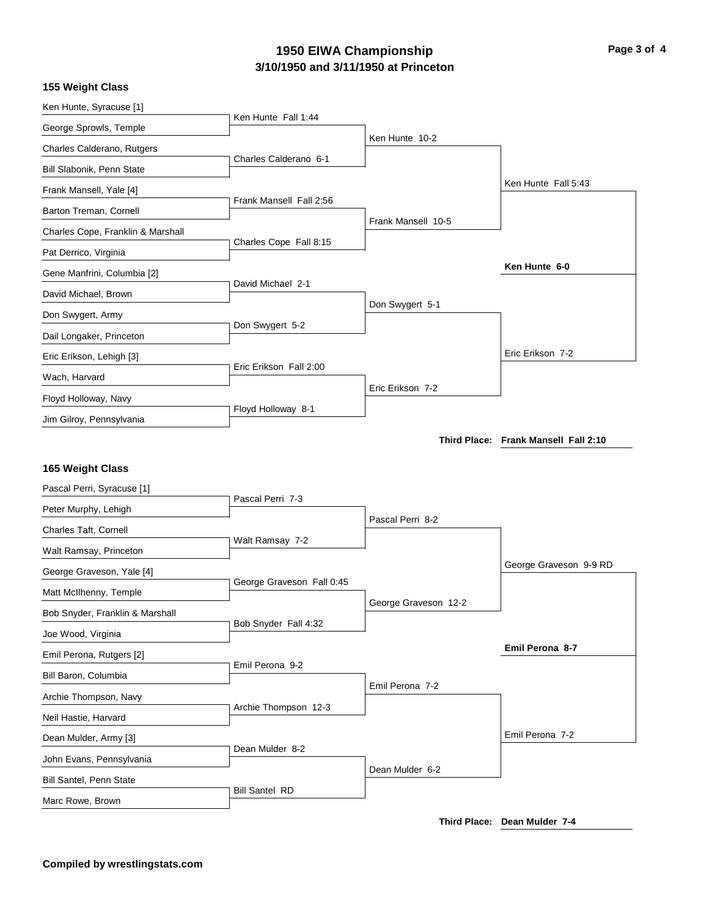# 1950 EIWA Championship
## 3/10/1950 and 3/11/1950 at Princeton

### 155 Weight Class

| First Round | Quarterfinals | Semifinals | Finals | Champion |
| --- | --- | --- | --- | --- |
| Ken Hunte, Syracuse [1] | Ken Hunte Fall 1:44 | Ken Hunte 10-2 | Ken Hunte Fall 5:43 | **Ken Hunte 6-0** |
| George Sprowls, Temple | | | | |
| Charles Calderano, Rutgers | Charles Calderano 6-1 | | | |
| Bill Slabonik, Penn State | | | | |
| Frank Mansell, Yale [4] | Frank Mansell Fall 2:56 | Frank Mansell 10-5 | | |
| Barton Treman, Cornell | | | | |
| Charles Cope, Franklin & Marshall | Charles Cope Fall 8:15 | | | |
| Pat Derrico, Virginia | | | | |
| Gene Manfrini, Columbia [2] | David Michael 2-1 | Don Swygert 5-1 | Eric Erikson 7-2 | |
| David Michael, Brown | | | | |
| Don Swygert, Army | Don Swygert 5-2 | | | |
| Dail Longaker, Princeton | | | | |
| Eric Erikson, Lehigh [3] | Eric Erikson Fall 2:00 | Eric Erikson 7-2 | | |
| Wach, Harvard | | | | |
| Floyd Holloway, Navy | Floyd Holloway 8-1 | | | |
| Jim Gilroy, Pennsylvania | | | | |

**Third Place: Frank Mansell Fall 2:10**

### 165 Weight Class

| First Round | Quarterfinals | Semifinals | Finals | Champion |
| --- | --- | --- | --- | --- |
| Pascal Perri, Syracuse [1] | Pascal Perri 7-3 | Pascal Perri 8-2 | George Graveson 9-9 RD | **Emil Perona 8-7** |
| Peter Murphy, Lehigh | | | | |
| Charles Taft, Cornell | Walt Ramsay 7-2 | | | |
| Walt Ramsay, Princeton | | | | |
| George Graveson, Yale [4] | George Graveson Fall 0:45 | George Graveson 12-2 | | |
| Matt McIlhenny, Temple | | | | |
| Bob Snyder, Franklin & Marshall | Bob Snyder Fall 4:32 | | | |
| Joe Wood, Virginia | | | | |
| Emil Perona, Rutgers [2] | Emil Perona 9-2 | Emil Perona 7-2 | Emil Perona 7-2 | |
| Bill Baron, Columbia | | | | |
| Archie Thompson, Navy | Archie Thompson 12-3 | | | |
| Neil Hastie, Harvard | | | | |
| Dean Mulder, Army [3] | Dean Mulder 8-2 | Dean Mulder 6-2 | | |
| John Evans, Pennsylvania | | | | |
| Bill Santel, Penn State | Bill Santel RD | | | |
| Marc Rowe, Brown | | | | |

**Third Place: Dean Mulder 7-4**

**Compiled by wrestlingstats.com**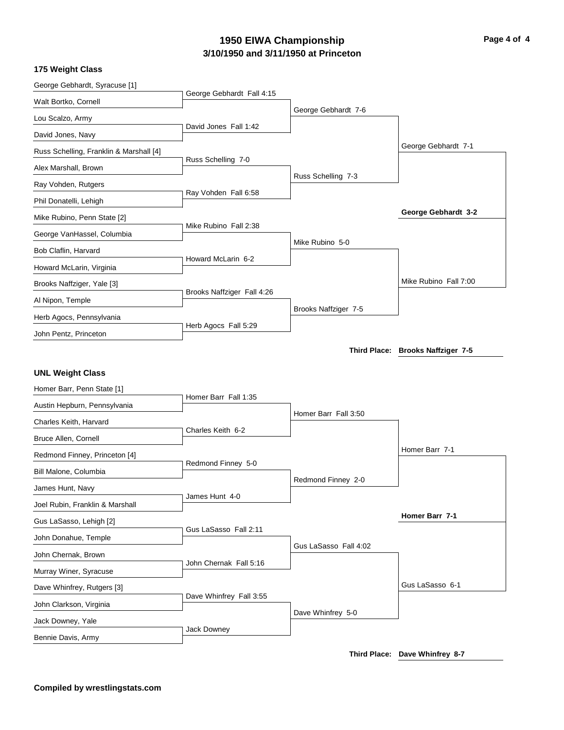# 1950 EIWA Championship
## 3/10/1950 and 3/11/1950 at Princeton

### 175 Weight Class

George Gebhardt, Syracuse [1]
Walt Bortko, Cornell
Lou Scalzo, Army
David Jones, Navy
Russ Schelling, Franklin & Marshall [4]
Alex Marshall, Brown
Ray Vohden, Rutgers
Phil Donatelli, Lehigh
Mike Rubino, Penn State [2]
George VanHassel, Columbia
Bob Claflin, Harvard
Howard McLarin, Virginia
Brooks Naffziger, Yale [3]
Al Nipon, Temple
Herb Agocs, Pennsylvania
John Pentz, Princeton

George Gebhardt Fall 4:15
David Jones Fall 1:42
Russ Schelling 7-0
Ray Vohden Fall 6:58
Mike Rubino Fall 2:38
Howard McLarin 6-2
Brooks Naffziger Fall 4:26
Herb Agocs Fall 5:29

George Gebhardt 7-6
Russ Schelling 7-3
Mike Rubino 5-0
Brooks Naffziger 7-5

George Gebhardt 7-1
Mike Rubino Fall 7:00

**George Gebhardt 3-2**

**Third Place: Brooks Naffziger 7-5**

### UNL Weight Class

Homer Barr, Penn State [1]
Austin Hepburn, Pennsylvania
Charles Keith, Harvard
Bruce Allen, Cornell
Redmond Finney, Princeton [4]
Bill Malone, Columbia
James Hunt, Navy
Joel Rubin, Franklin & Marshall
Gus LaSasso, Lehigh [2]
John Donahue, Temple
John Chernak, Brown
Murray Winer, Syracuse
Dave Whinfrey, Rutgers [3]
John Clarkson, Virginia
Jack Downey, Yale
Bennie Davis, Army

Homer Barr Fall 1:35
Charles Keith 6-2
Redmond Finney 5-0
James Hunt 4-0
Gus LaSasso Fall 2:11
John Chernak Fall 5:16
Dave Whinfrey Fall 3:55
Jack Downey

Homer Barr Fall 3:50
Redmond Finney 2-0
Gus LaSasso Fall 4:02
Dave Whinfrey 5-0

Homer Barr 7-1
Gus LaSasso 6-1

**Homer Barr 7-1**

**Third Place: Dave Whinfrey 8-7**

**Compiled by wrestlingstats.com**